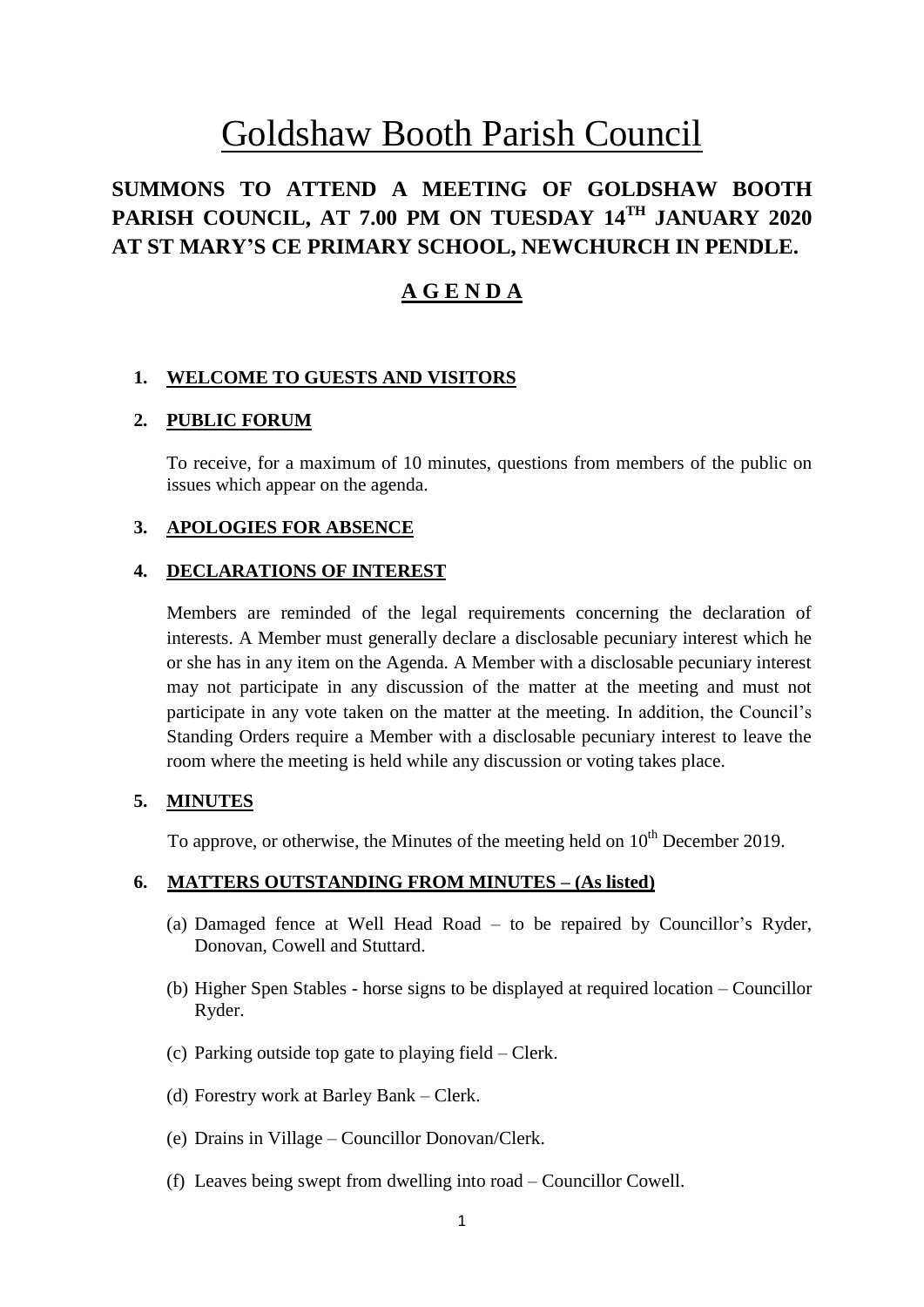# Goldshaw Booth Parish Council

## SUMMONS TO ATTEND A MEETING OF GOLDSHAW BOOTH PARISH COUNCIL, AT 7.00 PM ON TUESDAY 14TH JANUARY 2020 AT ST MARY'S CE PRIMARY SCHOOL, NEWCHURCH IN PENDLE.

## A G E N D A

1. **WELCOME TO GUESTS AND VISITORS**

2. **PUBLIC FORUM**

   To receive, for a maximum of 10 minutes, questions from members of the public on issues which appear on the agenda.

3. **APOLOGIES FOR ABSENCE**

4. **DECLARATIONS OF INTEREST**

   Members are reminded of the legal requirements concerning the declaration of interests. A Member must generally declare a disclosable pecuniary interest which he or she has in any item on the Agenda. A Member with a disclosable pecuniary interest may not participate in any discussion of the matter at the meeting and must not participate in any vote taken on the matter at the meeting. In addition, the Council's Standing Orders require a Member with a disclosable pecuniary interest to leave the room where the meeting is held while any discussion or voting takes place.

5. **MINUTES**

   To approve, or otherwise, the Minutes of the meeting held on 10th December 2019.

6. **MATTERS OUTSTANDING FROM MINUTES – (As listed)**

   (a) Damaged fence at Well Head Road – to be repaired by Councillor's Ryder, Donovan, Cowell and Stuttard.

   (b) Higher Spen Stables - horse signs to be displayed at required location – Councillor Ryder.

   (c) Parking outside top gate to playing field – Clerk.

   (d) Forestry work at Barley Bank – Clerk.

   (e) Drains in Village – Councillor Donovan/Clerk.

   (f) Leaves being swept from dwelling into road – Councillor Cowell.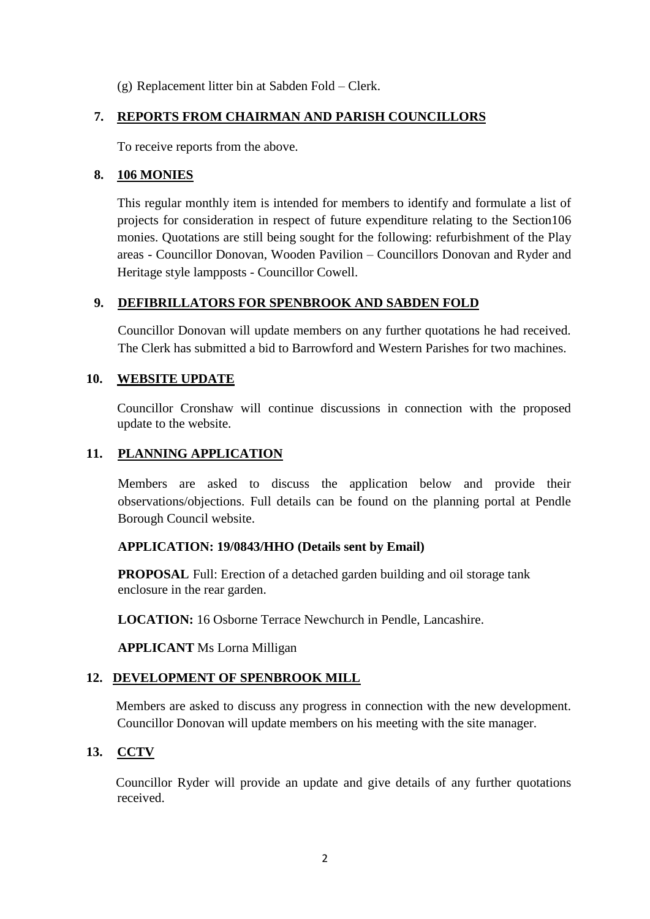(g) Replacement litter bin at Sabden Fold – Clerk.

## 7. REPORTS FROM CHAIRMAN AND PARISH COUNCILLORS

To receive reports from the above.

## 8. 106 MONIES

This regular monthly item is intended for members to identify and formulate a list of projects for consideration in respect of future expenditure relating to the Section106 monies. Quotations are still being sought for the following: refurbishment of the Play areas - Councillor Donovan, Wooden Pavilion – Councillors Donovan and Ryder and Heritage style lampposts - Councillor Cowell.

## 9. DEFIBRILLATORS FOR SPENBROOK AND SABDEN FOLD

Councillor Donovan will update members on any further quotations he had received. The Clerk has submitted a bid to Barrowford and Western Parishes for two machines.

## 10. WEBSITE UPDATE

Councillor Cronshaw will continue discussions in connection with the proposed update to the website.

## 11. PLANNING APPLICATION

Members are asked to discuss the application below and provide their observations/objections. Full details can be found on the planning portal at Pendle Borough Council website.

**APPLICATION: 19/0843/HHO (Details sent by Email)**

**PROPOSAL** Full: Erection of a detached garden building and oil storage tank enclosure in the rear garden.

**LOCATION:** 16 Osborne Terrace Newchurch in Pendle, Lancashire.

**APPLICANT** Ms Lorna Milligan

## 12. DEVELOPMENT OF SPENBROOK MILL

Members are asked to discuss any progress in connection with the new development. Councillor Donovan will update members on his meeting with the site manager.

## 13. CCTV

Councillor Ryder will provide an update and give details of any further quotations received.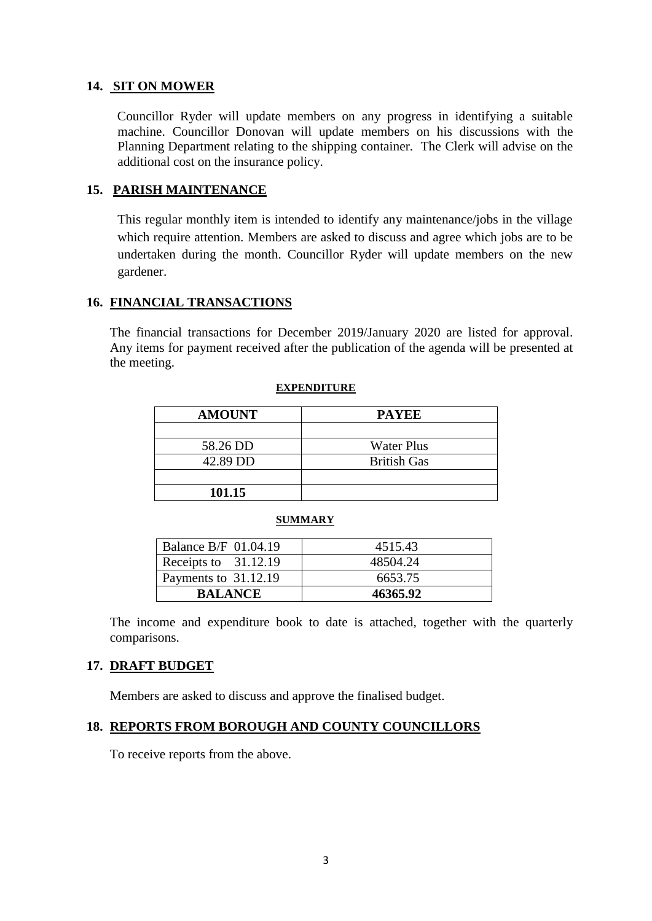## 14. SIT ON MOWER

Councillor Ryder will update members on any progress in identifying a suitable machine. Councillor Donovan will update members on his discussions with the Planning Department relating to the shipping container. The Clerk will advise on the additional cost on the insurance policy.

## 15. PARISH MAINTENANCE

This regular monthly item is intended to identify any maintenance/jobs in the village which require attention. Members are asked to discuss and agree which jobs are to be undertaken during the month. Councillor Ryder will update members on the new gardener.

## 16. FINANCIAL TRANSACTIONS

The financial transactions for December 2019/January 2020 are listed for approval. Any items for payment received after the publication of the agenda will be presented at the meeting.

**EXPENDITURE**

| AMOUNT | PAYEE |
|---|---|
| | |
| 58.26 DD | Water Plus |
| 42.89 DD | British Gas |
| | |
| **101.15** | |

**SUMMARY**

| | |
|---|---|
| Balance B/F 01.04.19 | 4515.43 |
| Receipts to 31.12.19 | 48504.24 |
| Payments to 31.12.19 | 6653.75 |
| **BALANCE** | **46365.92** |

The income and expenditure book to date is attached, together with the quarterly comparisons.

## 17. DRAFT BUDGET

Members are asked to discuss and approve the finalised budget.

## 18. REPORTS FROM BOROUGH AND COUNTY COUNCILLORS

To receive reports from the above.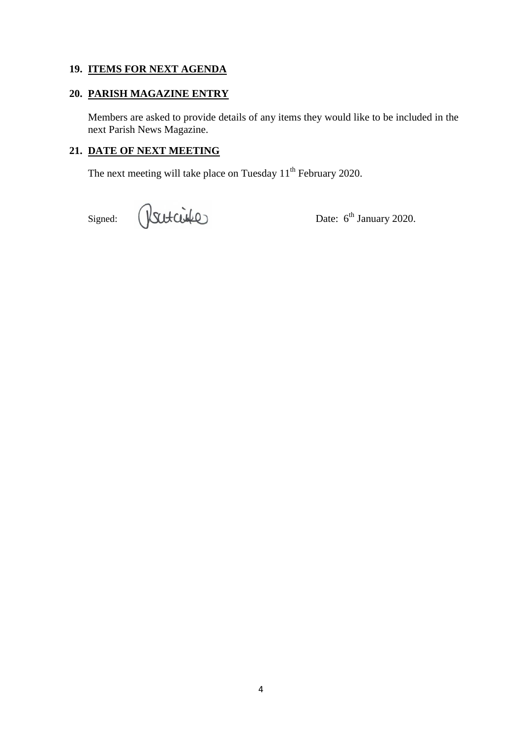**19. ITEMS FOR NEXT AGENDA**

**20. PARISH MAGAZINE ENTRY**

Members are asked to provide details of any items they would like to be included in the next Parish News Magazine.

**21. DATE OF NEXT MEETING**

The next meeting will take place on Tuesday 11th February 2020.

Signed: Date: 6th January 2020.